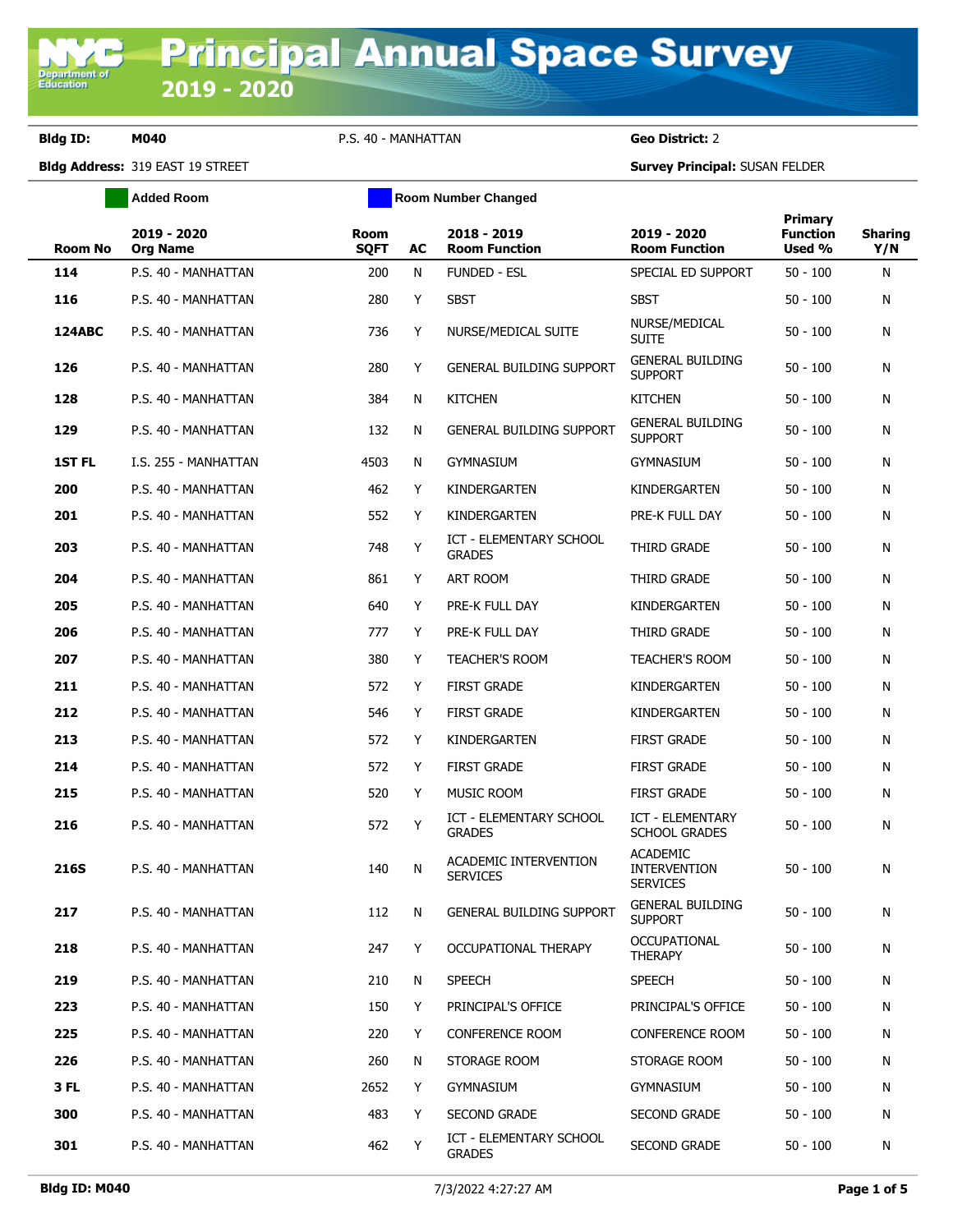# Principal Annual Space Survey 2019 - 2020

**Bldg ID:** M040 P.S. 40 - MANHATTAN **Geo District:** 2

**Bldg Address:** 319 EAST 19 STREET **Survey Principal:** SUSAN FELDER

Added Room | Room Number Changed

| Room No | 2019 - 2020 Org Name | Room SQFT | AC | 2018 - 2019 Room Function | 2019 - 2020 Room Function | Primary Function Used % | Sharing Y/N |
|---|---|---|---|---|---|---|---|
| 114 | P.S. 40 - MANHATTAN | 200 | N | FUNDED - ESL | SPECIAL ED SUPPORT | 50 - 100 | N |
| 116 | P.S. 40 - MANHATTAN | 280 | Y | SBST | SBST | 50 - 100 | N |
| 124ABC | P.S. 40 - MANHATTAN | 736 | Y | NURSE/MEDICAL SUITE | NURSE/MEDICAL SUITE | 50 - 100 | N |
| 126 | P.S. 40 - MANHATTAN | 280 | Y | GENERAL BUILDING SUPPORT | GENERAL BUILDING SUPPORT | 50 - 100 | N |
| 128 | P.S. 40 - MANHATTAN | 384 | N | KITCHEN | KITCHEN | 50 - 100 | N |
| 129 | P.S. 40 - MANHATTAN | 132 | N | GENERAL BUILDING SUPPORT | GENERAL BUILDING SUPPORT | 50 - 100 | N |
| 1ST FL | I.S. 255 - MANHATTAN | 4503 | N | GYMNASIUM | GYMNASIUM | 50 - 100 | N |
| 200 | P.S. 40 - MANHATTAN | 462 | Y | KINDERGARTEN | KINDERGARTEN | 50 - 100 | N |
| 201 | P.S. 40 - MANHATTAN | 552 | Y | KINDERGARTEN | PRE-K FULL DAY | 50 - 100 | N |
| 203 | P.S. 40 - MANHATTAN | 748 | Y | ICT - ELEMENTARY SCHOOL GRADES | THIRD GRADE | 50 - 100 | N |
| 204 | P.S. 40 - MANHATTAN | 861 | Y | ART ROOM | THIRD GRADE | 50 - 100 | N |
| 205 | P.S. 40 - MANHATTAN | 640 | Y | PRE-K FULL DAY | KINDERGARTEN | 50 - 100 | N |
| 206 | P.S. 40 - MANHATTAN | 777 | Y | PRE-K FULL DAY | THIRD GRADE | 50 - 100 | N |
| 207 | P.S. 40 - MANHATTAN | 380 | Y | TEACHER'S ROOM | TEACHER'S ROOM | 50 - 100 | N |
| 211 | P.S. 40 - MANHATTAN | 572 | Y | FIRST GRADE | KINDERGARTEN | 50 - 100 | N |
| 212 | P.S. 40 - MANHATTAN | 546 | Y | FIRST GRADE | KINDERGARTEN | 50 - 100 | N |
| 213 | P.S. 40 - MANHATTAN | 572 | Y | KINDERGARTEN | FIRST GRADE | 50 - 100 | N |
| 214 | P.S. 40 - MANHATTAN | 572 | Y | FIRST GRADE | FIRST GRADE | 50 - 100 | N |
| 215 | P.S. 40 - MANHATTAN | 520 | Y | MUSIC ROOM | FIRST GRADE | 50 - 100 | N |
| 216 | P.S. 40 - MANHATTAN | 572 | Y | ICT - ELEMENTARY SCHOOL GRADES | ICT - ELEMENTARY SCHOOL GRADES | 50 - 100 | N |
| 216S | P.S. 40 - MANHATTAN | 140 | N | ACADEMIC INTERVENTION SERVICES | ACADEMIC INTERVENTION SERVICES | 50 - 100 | N |
| 217 | P.S. 40 - MANHATTAN | 112 | N | GENERAL BUILDING SUPPORT | GENERAL BUILDING SUPPORT | 50 - 100 | N |
| 218 | P.S. 40 - MANHATTAN | 247 | Y | OCCUPATIONAL THERAPY | OCCUPATIONAL THERAPY | 50 - 100 | N |
| 219 | P.S. 40 - MANHATTAN | 210 | N | SPEECH | SPEECH | 50 - 100 | N |
| 223 | P.S. 40 - MANHATTAN | 150 | Y | PRINCIPAL'S OFFICE | PRINCIPAL'S OFFICE | 50 - 100 | N |
| 225 | P.S. 40 - MANHATTAN | 220 | Y | CONFERENCE ROOM | CONFERENCE ROOM | 50 - 100 | N |
| 226 | P.S. 40 - MANHATTAN | 260 | N | STORAGE ROOM | STORAGE ROOM | 50 - 100 | N |
| 3 FL | P.S. 40 - MANHATTAN | 2652 | Y | GYMNASIUM | GYMNASIUM | 50 - 100 | N |
| 300 | P.S. 40 - MANHATTAN | 483 | Y | SECOND GRADE | SECOND GRADE | 50 - 100 | N |
| 301 | P.S. 40 - MANHATTAN | 462 | Y | ICT - ELEMENTARY SCHOOL GRADES | SECOND GRADE | 50 - 100 | N |

**Bldg ID: M040** 7/3/2022 4:27:27 AM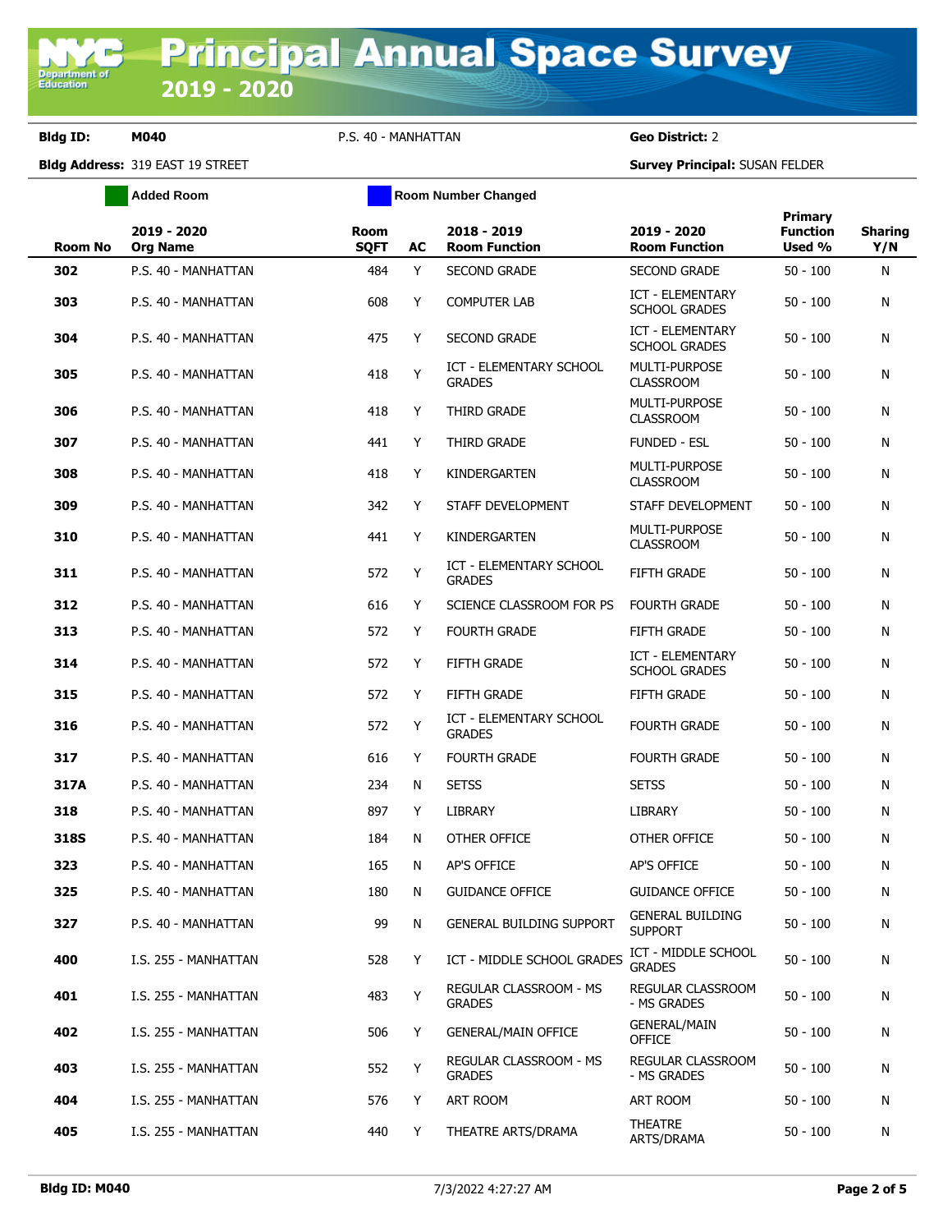# Principal Annual Space Survey 2019 - 2020

**Bldg ID:** M040 P.S. 40 - MANHATTAN **Geo District:** 2

**Bldg Address:** 319 EAST 19 STREET **Survey Principal:** SUSAN FELDER

Added Room | Room Number Changed

| Room No | 2019 - 2020 Org Name | Room SQFT | AC | 2018 - 2019 Room Function | 2019 - 2020 Room Function | Primary Function Used % | Sharing Y/N |
|---|---|---|---|---|---|---|---|
| 302 | P.S. 40 - MANHATTAN | 484 | Y | SECOND GRADE | SECOND GRADE | 50 - 100 | N |
| 303 | P.S. 40 - MANHATTAN | 608 | Y | COMPUTER LAB | ICT - ELEMENTARY SCHOOL GRADES | 50 - 100 | N |
| 304 | P.S. 40 - MANHATTAN | 475 | Y | SECOND GRADE | ICT - ELEMENTARY SCHOOL GRADES | 50 - 100 | N |
| 305 | P.S. 40 - MANHATTAN | 418 | Y | ICT - ELEMENTARY SCHOOL GRADES | MULTI-PURPOSE CLASSROOM | 50 - 100 | N |
| 306 | P.S. 40 - MANHATTAN | 418 | Y | THIRD GRADE | MULTI-PURPOSE CLASSROOM | 50 - 100 | N |
| 307 | P.S. 40 - MANHATTAN | 441 | Y | THIRD GRADE | FUNDED - ESL | 50 - 100 | N |
| 308 | P.S. 40 - MANHATTAN | 418 | Y | KINDERGARTEN | MULTI-PURPOSE CLASSROOM | 50 - 100 | N |
| 309 | P.S. 40 - MANHATTAN | 342 | Y | STAFF DEVELOPMENT | STAFF DEVELOPMENT | 50 - 100 | N |
| 310 | P.S. 40 - MANHATTAN | 441 | Y | KINDERGARTEN | MULTI-PURPOSE CLASSROOM | 50 - 100 | N |
| 311 | P.S. 40 - MANHATTAN | 572 | Y | ICT - ELEMENTARY SCHOOL GRADES | FIFTH GRADE | 50 - 100 | N |
| 312 | P.S. 40 - MANHATTAN | 616 | Y | SCIENCE CLASSROOM FOR PS | FOURTH GRADE | 50 - 100 | N |
| 313 | P.S. 40 - MANHATTAN | 572 | Y | FOURTH GRADE | FIFTH GRADE | 50 - 100 | N |
| 314 | P.S. 40 - MANHATTAN | 572 | Y | FIFTH GRADE | ICT - ELEMENTARY SCHOOL GRADES | 50 - 100 | N |
| 315 | P.S. 40 - MANHATTAN | 572 | Y | FIFTH GRADE | FIFTH GRADE | 50 - 100 | N |
| 316 | P.S. 40 - MANHATTAN | 572 | Y | ICT - ELEMENTARY SCHOOL GRADES | FOURTH GRADE | 50 - 100 | N |
| 317 | P.S. 40 - MANHATTAN | 616 | Y | FOURTH GRADE | FOURTH GRADE | 50 - 100 | N |
| 317A | P.S. 40 - MANHATTAN | 234 | N | SETSS | SETSS | 50 - 100 | N |
| 318 | P.S. 40 - MANHATTAN | 897 | Y | LIBRARY | LIBRARY | 50 - 100 | N |
| 318S | P.S. 40 - MANHATTAN | 184 | N | OTHER OFFICE | OTHER OFFICE | 50 - 100 | N |
| 323 | P.S. 40 - MANHATTAN | 165 | N | AP'S OFFICE | AP'S OFFICE | 50 - 100 | N |
| 325 | P.S. 40 - MANHATTAN | 180 | N | GUIDANCE OFFICE | GUIDANCE OFFICE | 50 - 100 | N |
| 327 | P.S. 40 - MANHATTAN | 99 | N | GENERAL BUILDING SUPPORT | GENERAL BUILDING SUPPORT | 50 - 100 | N |
| 400 | I.S. 255 - MANHATTAN | 528 | Y | ICT - MIDDLE SCHOOL GRADES | ICT - MIDDLE SCHOOL GRADES | 50 - 100 | N |
| 401 | I.S. 255 - MANHATTAN | 483 | Y | REGULAR CLASSROOM - MS GRADES | REGULAR CLASSROOM - MS GRADES | 50 - 100 | N |
| 402 | I.S. 255 - MANHATTAN | 506 | Y | GENERAL/MAIN OFFICE | GENERAL/MAIN OFFICE | 50 - 100 | N |
| 403 | I.S. 255 - MANHATTAN | 552 | Y | REGULAR CLASSROOM - MS GRADES | REGULAR CLASSROOM - MS GRADES | 50 - 100 | N |
| 404 | I.S. 255 - MANHATTAN | 576 | Y | ART ROOM | ART ROOM | 50 - 100 | N |
| 405 | I.S. 255 - MANHATTAN | 440 | Y | THEATRE ARTS/DRAMA | THEATRE ARTS/DRAMA | 50 - 100 | N |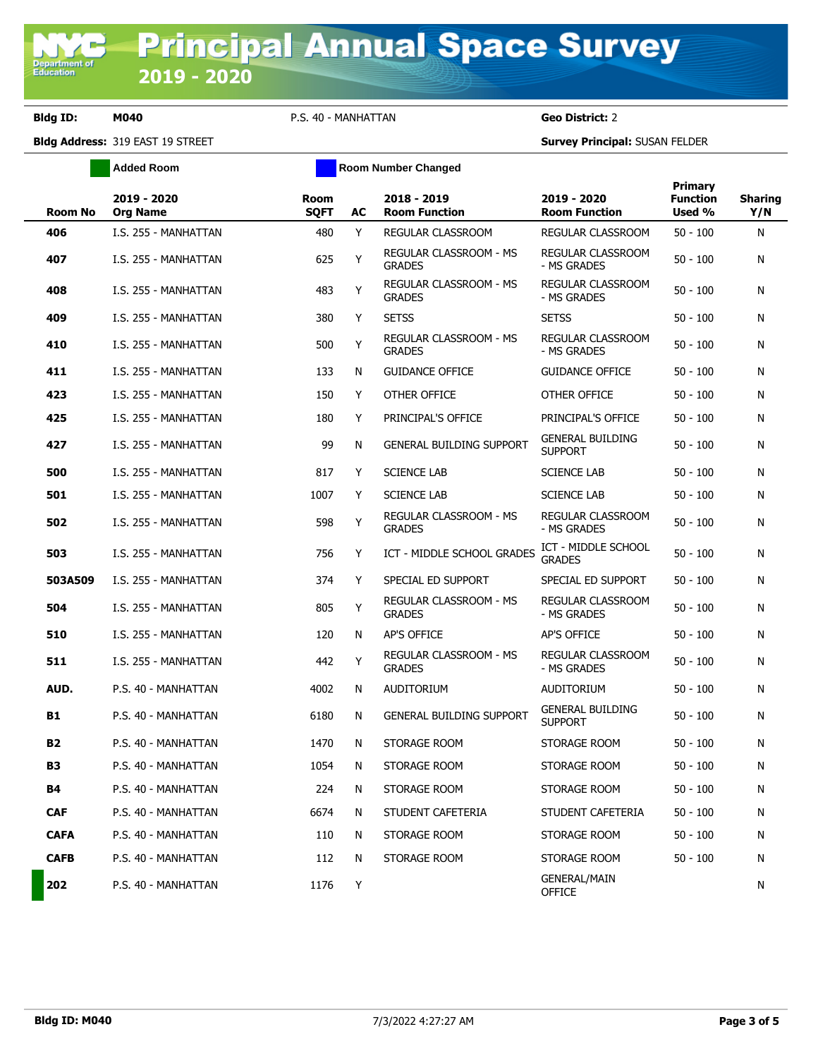# Principal Annual Space Survey 2019 - 2020

**Bldg ID:** M040 P.S. 40 - MANHATTAN **Geo District:** 2

**Bldg Address:** 319 EAST 19 STREET **Survey Principal:** SUSAN FELDER

Added Room | Room Number Changed

| Room No | 2019 - 2020 Org Name | Room SQFT | AC | 2018 - 2019 Room Function | 2019 - 2020 Room Function | Primary Function Used % | Sharing Y/N |
|---|---|---|---|---|---|---|---|
| 406 | I.S. 255 - MANHATTAN | 480 | Y | REGULAR CLASSROOM | REGULAR CLASSROOM | 50 - 100 | N |
| 407 | I.S. 255 - MANHATTAN | 625 | Y | REGULAR CLASSROOM - MS GRADES | REGULAR CLASSROOM - MS GRADES | 50 - 100 | N |
| 408 | I.S. 255 - MANHATTAN | 483 | Y | REGULAR CLASSROOM - MS GRADES | REGULAR CLASSROOM - MS GRADES | 50 - 100 | N |
| 409 | I.S. 255 - MANHATTAN | 380 | Y | SETSS | SETSS | 50 - 100 | N |
| 410 | I.S. 255 - MANHATTAN | 500 | Y | REGULAR CLASSROOM - MS GRADES | REGULAR CLASSROOM - MS GRADES | 50 - 100 | N |
| 411 | I.S. 255 - MANHATTAN | 133 | N | GUIDANCE OFFICE | GUIDANCE OFFICE | 50 - 100 | N |
| 423 | I.S. 255 - MANHATTAN | 150 | Y | OTHER OFFICE | OTHER OFFICE | 50 - 100 | N |
| 425 | I.S. 255 - MANHATTAN | 180 | Y | PRINCIPAL'S OFFICE | PRINCIPAL'S OFFICE | 50 - 100 | N |
| 427 | I.S. 255 - MANHATTAN | 99 | N | GENERAL BUILDING SUPPORT | GENERAL BUILDING SUPPORT | 50 - 100 | N |
| 500 | I.S. 255 - MANHATTAN | 817 | Y | SCIENCE LAB | SCIENCE LAB | 50 - 100 | N |
| 501 | I.S. 255 - MANHATTAN | 1007 | Y | SCIENCE LAB | SCIENCE LAB | 50 - 100 | N |
| 502 | I.S. 255 - MANHATTAN | 598 | Y | REGULAR CLASSROOM - MS GRADES | REGULAR CLASSROOM - MS GRADES | 50 - 100 | N |
| 503 | I.S. 255 - MANHATTAN | 756 | Y | ICT - MIDDLE SCHOOL GRADES | ICT - MIDDLE SCHOOL GRADES | 50 - 100 | N |
| 503A509 | I.S. 255 - MANHATTAN | 374 | Y | SPECIAL ED SUPPORT | SPECIAL ED SUPPORT | 50 - 100 | N |
| 504 | I.S. 255 - MANHATTAN | 805 | Y | REGULAR CLASSROOM - MS GRADES | REGULAR CLASSROOM - MS GRADES | 50 - 100 | N |
| 510 | I.S. 255 - MANHATTAN | 120 | N | AP'S OFFICE | AP'S OFFICE | 50 - 100 | N |
| 511 | I.S. 255 - MANHATTAN | 442 | Y | REGULAR CLASSROOM - MS GRADES | REGULAR CLASSROOM - MS GRADES | 50 - 100 | N |
| AUD. | P.S. 40 - MANHATTAN | 4002 | N | AUDITORIUM | AUDITORIUM | 50 - 100 | N |
| B1 | P.S. 40 - MANHATTAN | 6180 | N | GENERAL BUILDING SUPPORT | GENERAL BUILDING SUPPORT | 50 - 100 | N |
| B2 | P.S. 40 - MANHATTAN | 1470 | N | STORAGE ROOM | STORAGE ROOM | 50 - 100 | N |
| B3 | P.S. 40 - MANHATTAN | 1054 | N | STORAGE ROOM | STORAGE ROOM | 50 - 100 | N |
| B4 | P.S. 40 - MANHATTAN | 224 | N | STORAGE ROOM | STORAGE ROOM | 50 - 100 | N |
| CAF | P.S. 40 - MANHATTAN | 6674 | N | STUDENT CAFETERIA | STUDENT CAFETERIA | 50 - 100 | N |
| CAFA | P.S. 40 - MANHATTAN | 110 | N | STORAGE ROOM | STORAGE ROOM | 50 - 100 | N |
| CAFB | P.S. 40 - MANHATTAN | 112 | N | STORAGE ROOM | STORAGE ROOM | 50 - 100 | N |
| 202 | P.S. 40 - MANHATTAN | 1176 | Y | | GENERAL/MAIN OFFICE | | N |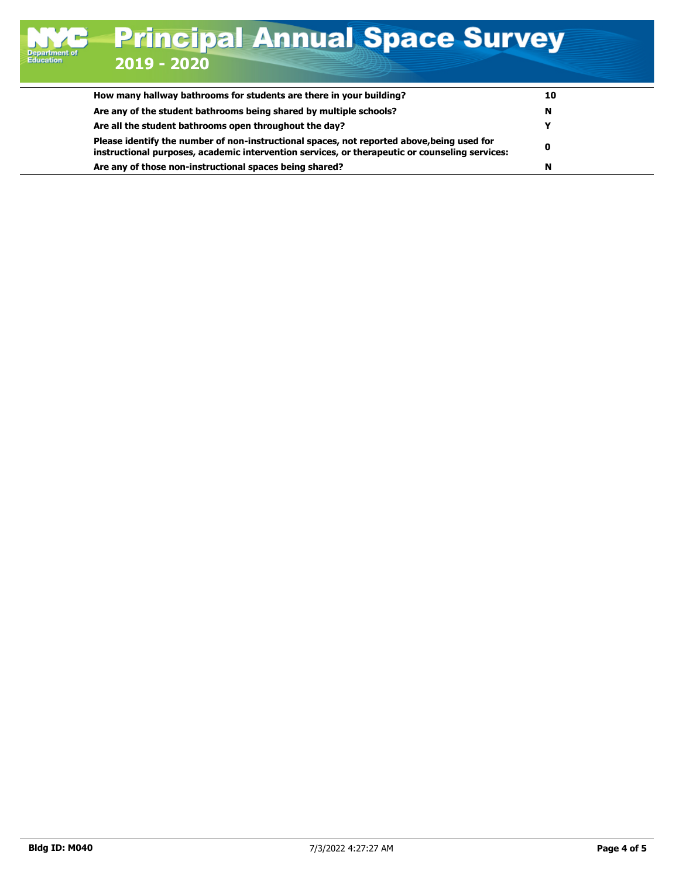| Question | Response |
|---|---|
| How many hallway bathrooms for students are there in your building? | 10 |
| Are any of the student bathrooms being shared by multiple schools? | N |
| Are all the student bathrooms open throughout the day? | Y |
| Please identify the number of non-instructional spaces, not reported above,being used for instructional purposes, academic intervention services, or therapeutic or counseling services: | 0 |
| Are any of those non-instructional spaces being shared? | N |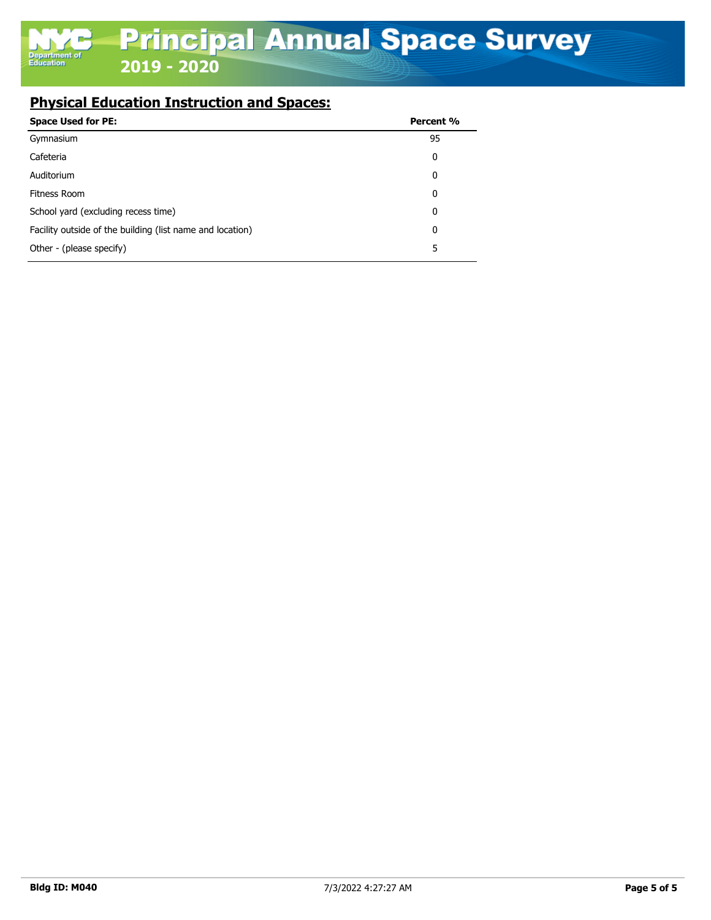# Principal Annual Space Survey

**2019 - 2020**

## Physical Education Instruction and Spaces:

| Space Used for PE: | Percent % |
|---|---|
| Gymnasium | 95 |
| Cafeteria | 0 |
| Auditorium | 0 |
| Fitness Room | 0 |
| School yard (excluding recess time) | 0 |
| Facility outside of the building (list name and location) | 0 |
| Other - (please specify) | 5 |